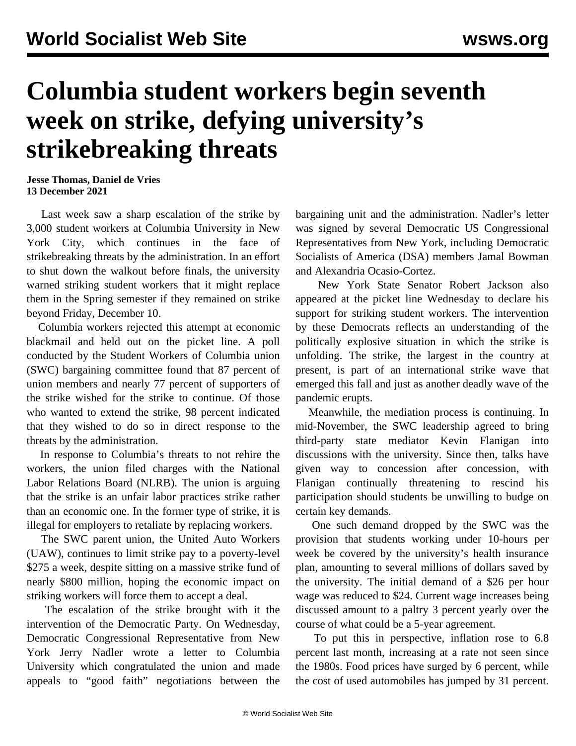# Columbia student workers begin seventh week on strike, defying university's strikebreaking threats

**Jesse Thomas, Daniel de Vries**
**13 December 2021**

Last week saw a sharp escalation of the strike by 3,000 student workers at Columbia University in New York City, which continues in the face of strikebreaking threats by the administration. In an effort to shut down the walkout before finals, the university warned striking student workers that it might replace them in the Spring semester if they remained on strike beyond Friday, December 10.

Columbia workers rejected this attempt at economic blackmail and held out on the picket line. A poll conducted by the Student Workers of Columbia union (SWC) bargaining committee found that 87 percent of union members and nearly 77 percent of supporters of the strike wished for the strike to continue. Of those who wanted to extend the strike, 98 percent indicated that they wished to do so in direct response to the threats by the administration.

In response to Columbia's threats to not rehire the workers, the union filed charges with the National Labor Relations Board (NLRB). The union is arguing that the strike is an unfair labor practices strike rather than an economic one. In the former type of strike, it is illegal for employers to retaliate by replacing workers.

The SWC parent union, the United Auto Workers (UAW), continues to limit strike pay to a poverty-level $275 a week, despite sitting on a massive strike fund of nearly $800 million, hoping the economic impact on striking workers will force them to accept a deal.

The escalation of the strike brought with it the intervention of the Democratic Party. On Wednesday, Democratic Congressional Representative from New York Jerry Nadler wrote a letter to Columbia University which congratulated the union and made appeals to "good faith" negotiations between the bargaining unit and the administration. Nadler's letter was signed by several Democratic US Congressional Representatives from New York, including Democratic Socialists of America (DSA) members Jamal Bowman and Alexandria Ocasio-Cortez.

New York State Senator Robert Jackson also appeared at the picket line Wednesday to declare his support for striking student workers. The intervention by these Democrats reflects an understanding of the politically explosive situation in which the strike is unfolding. The strike, the largest in the country at present, is part of an international strike wave that emerged this fall and just as another deadly wave of the pandemic erupts.

Meanwhile, the mediation process is continuing. In mid-November, the SWC leadership agreed to bring third-party state mediator Kevin Flanigan into discussions with the university. Since then, talks have given way to concession after concession, with Flanigan continually threatening to rescind his participation should students be unwilling to budge on certain key demands.

One such demand dropped by the SWC was the provision that students working under 10-hours per week be covered by the university's health insurance plan, amounting to several millions of dollars saved by the university. The initial demand of a $26 per hour wage was reduced to $24. Current wage increases being discussed amount to a paltry 3 percent yearly over the course of what could be a 5-year agreement.

To put this in perspective, inflation rose to 6.8 percent last month, increasing at a rate not seen since the 1980s. Food prices have surged by 6 percent, while the cost of used automobiles has jumped by 31 percent.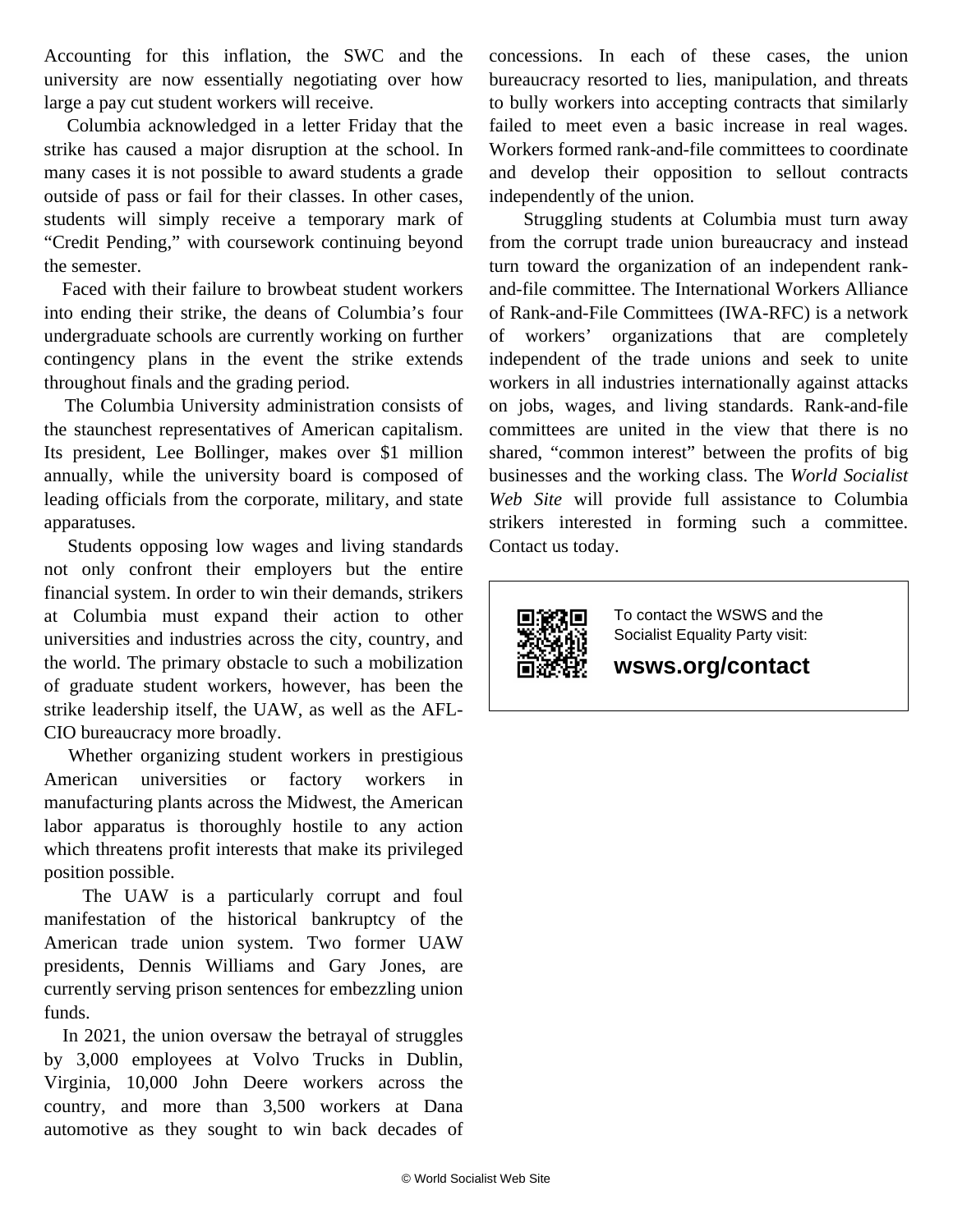Accounting for this inflation, the SWC and the university are now essentially negotiating over how large a pay cut student workers will receive.

Columbia acknowledged in a letter Friday that the strike has caused a major disruption at the school. In many cases it is not possible to award students a grade outside of pass or fail for their classes. In other cases, students will simply receive a temporary mark of "Credit Pending," with coursework continuing beyond the semester.

Faced with their failure to browbeat student workers into ending their strike, the deans of Columbia's four undergraduate schools are currently working on further contingency plans in the event the strike extends throughout finals and the grading period.

The Columbia University administration consists of the staunchest representatives of American capitalism. Its president, Lee Bollinger, makes over $1 million annually, while the university board is composed of leading officials from the corporate, military, and state apparatuses.

Students opposing low wages and living standards not only confront their employers but the entire financial system. In order to win their demands, strikers at Columbia must expand their action to other universities and industries across the city, country, and the world. The primary obstacle to such a mobilization of graduate student workers, however, has been the strike leadership itself, the UAW, as well as the AFL-CIO bureaucracy more broadly.

Whether organizing student workers in prestigious American universities or factory workers in manufacturing plants across the Midwest, the American labor apparatus is thoroughly hostile to any action which threatens profit interests that make its privileged position possible.

The UAW is a particularly corrupt and foul manifestation of the historical bankruptcy of the American trade union system. Two former UAW presidents, Dennis Williams and Gary Jones, are currently serving prison sentences for embezzling union funds.

In 2021, the union oversaw the betrayal of struggles by 3,000 employees at Volvo Trucks in Dublin, Virginia, 10,000 John Deere workers across the country, and more than 3,500 workers at Dana automotive as they sought to win back decades of concessions. In each of these cases, the union bureaucracy resorted to lies, manipulation, and threats to bully workers into accepting contracts that similarly failed to meet even a basic increase in real wages. Workers formed rank-and-file committees to coordinate and develop their opposition to sellout contracts independently of the union.

Struggling students at Columbia must turn away from the corrupt trade union bureaucracy and instead turn toward the organization of an independent rank-and-file committee. The International Workers Alliance of Rank-and-File Committees (IWA-RFC) is a network of workers' organizations that are completely independent of the trade unions and seek to unite workers in all industries internationally against attacks on jobs, wages, and living standards. Rank-and-file committees are united in the view that there is no shared, "common interest" between the profits of big businesses and the working class. The *World Socialist Web Site* will provide full assistance to Columbia strikers interested in forming such a committee. Contact us today.

To contact the WSWS and the Socialist Equality Party visit:

**wsws.org/contact**

© World Socialist Web Site